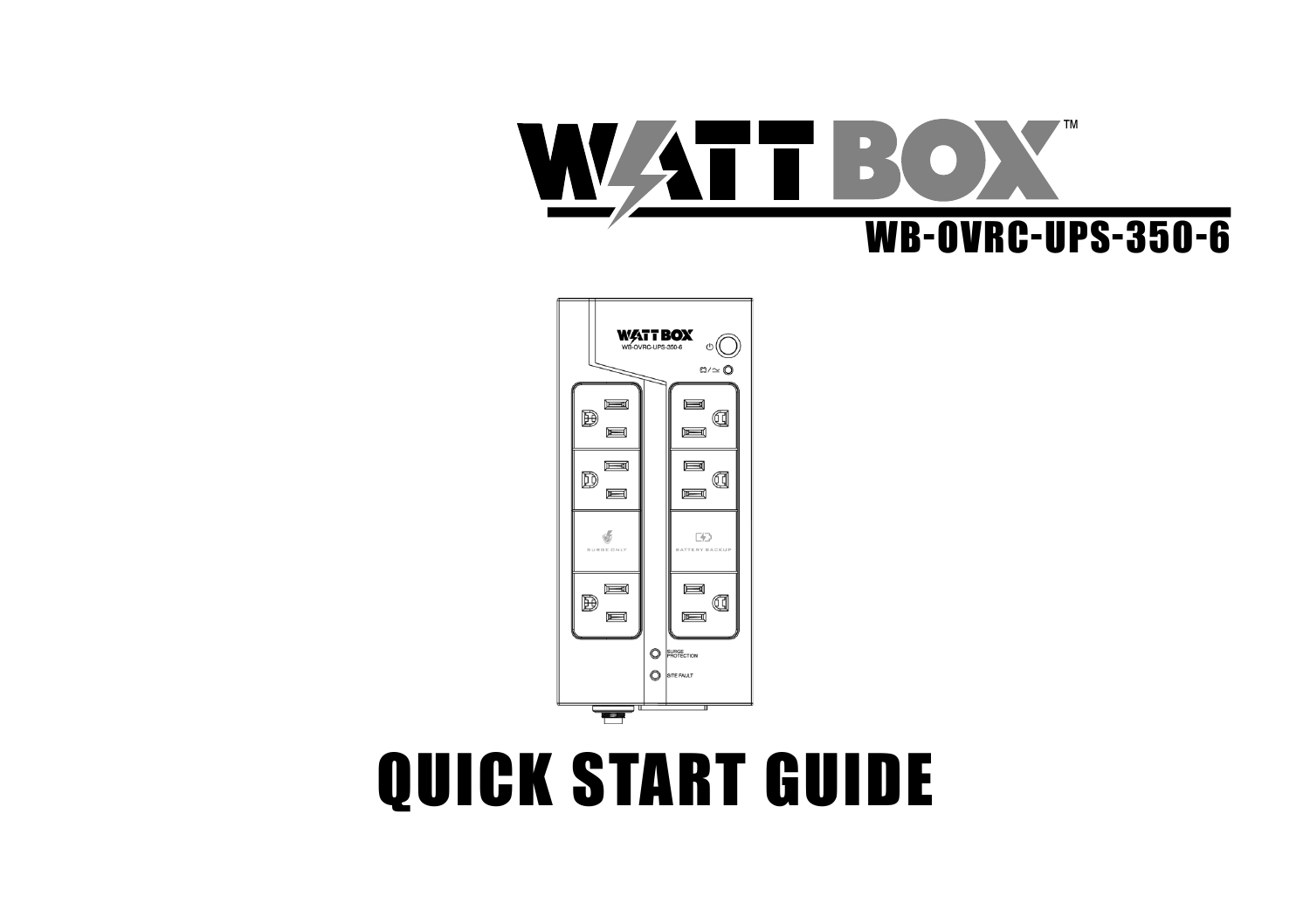# WATTBOX™

## WB-OVRC-UPS-350-6

# QUICK START GUIDE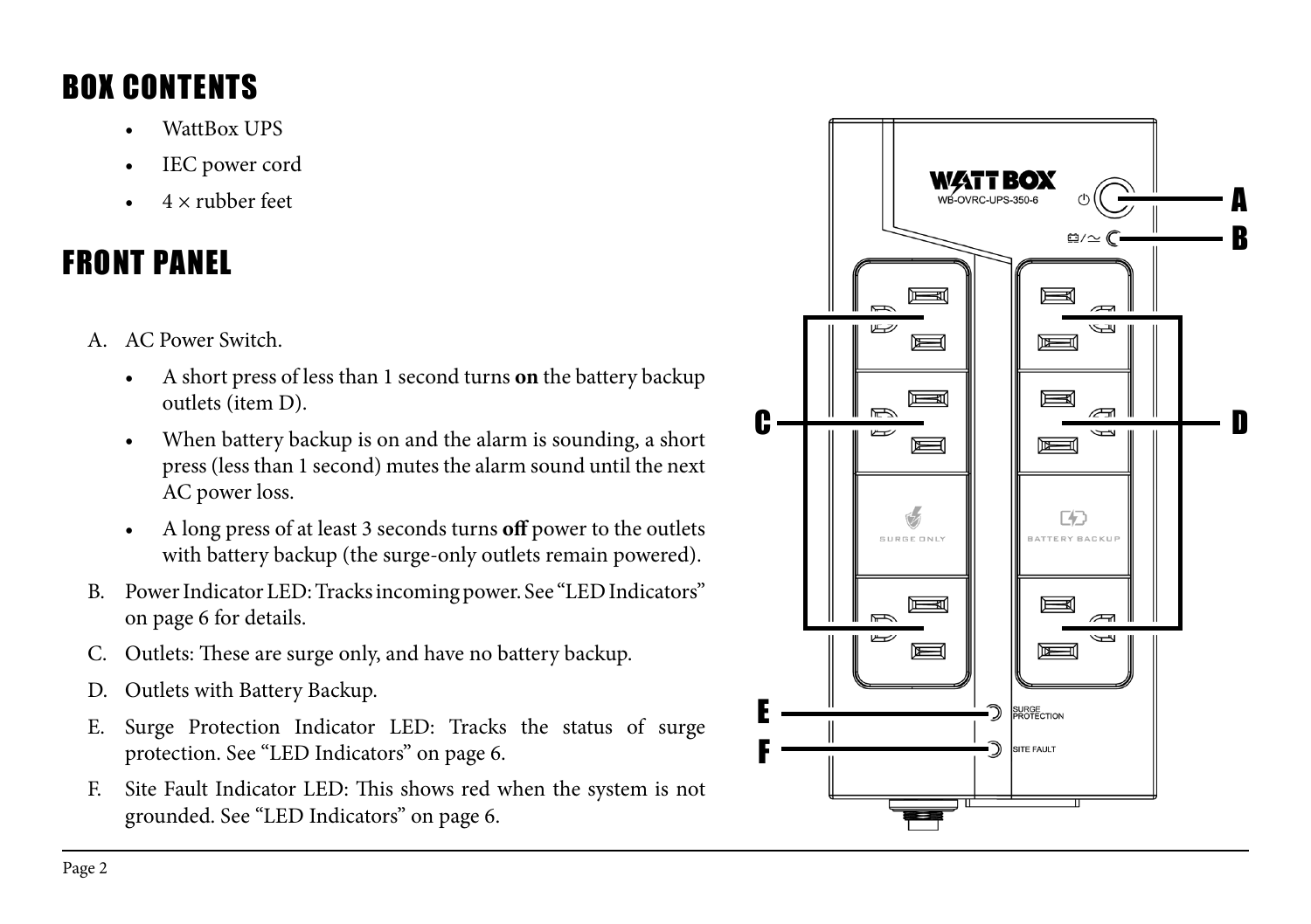## BOX CONTENTS

- WattBox UPS
- IEC power cord
- 4 × rubber feet

## FRONT PANEL

A. AC Power Switch.
   - A short press of less than 1 second turns **on** the battery backup outlets (item D).
   - When battery backup is on and the alarm is sounding, a short press (less than 1 second) mutes the alarm sound until the next AC power loss.
   - A long press of at least 3 seconds turns **off** power to the outlets with battery backup (the surge-only outlets remain powered).

B. Power Indicator LED: Tracks incoming power. See "LED Indicators" on page 6 for details.

C. Outlets: These are surge only, and have no battery backup.

D. Outlets with Battery Backup.

E. Surge Protection Indicator LED: Tracks the status of surge protection. See "LED Indicators" on page 6.

F. Site Fault Indicator LED: This shows red when the system is not grounded. See "LED Indicators" on page 6.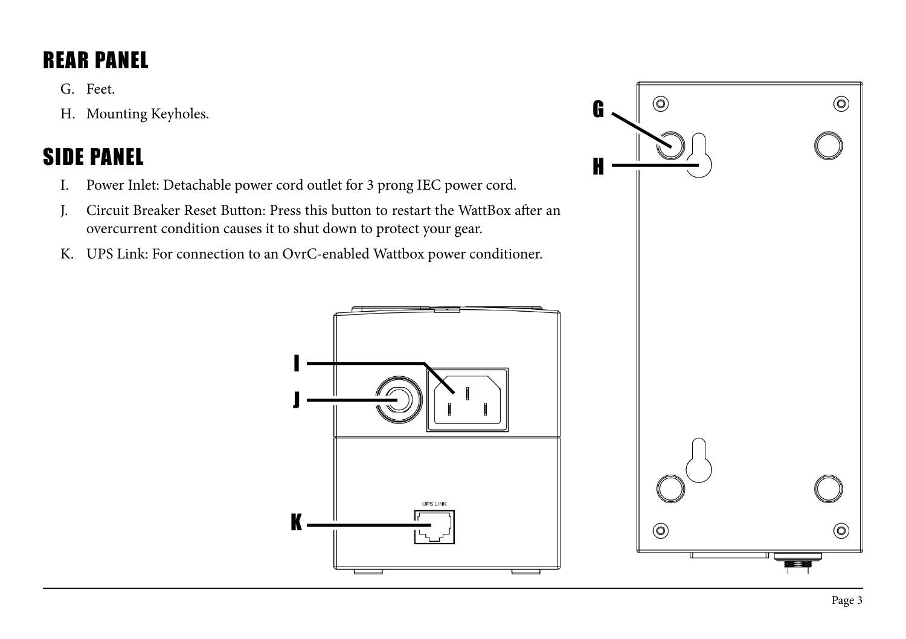## REAR PANEL

G. Feet.

H. Mounting Keyholes.

## SIDE PANEL

I. Power Inlet: Detachable power cord outlet for 3 prong IEC power cord.

J. Circuit Breaker Reset Button: Press this button to restart the WattBox after an overcurrent condition causes it to shut down to protect your gear.

K. UPS Link: For connection to an OvrC-enabled Wattbox power conditioner.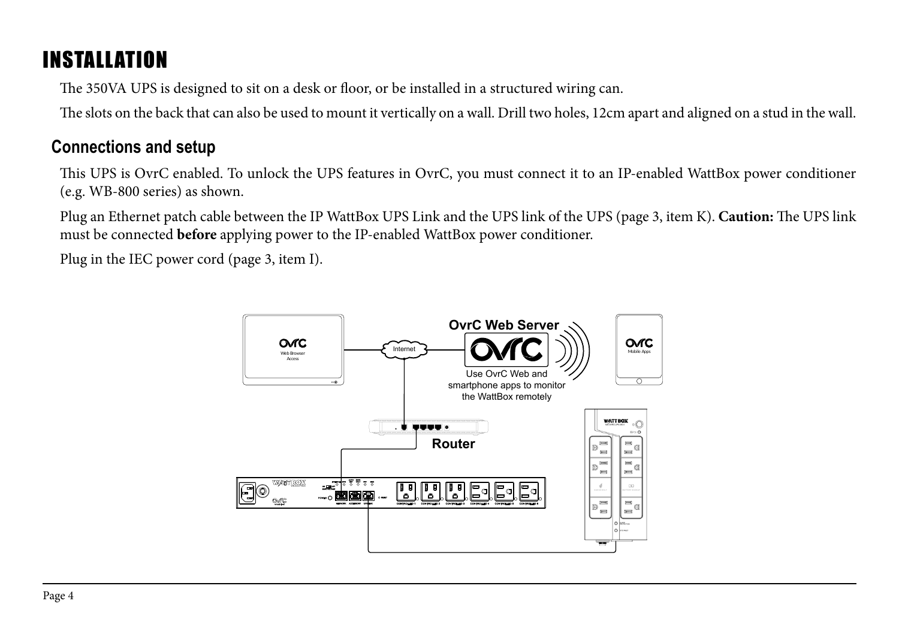# INSTALLATION

The 350VA UPS is designed to sit on a desk or floor, or be installed in a structured wiring can.

The slots on the back that can also be used to mount it vertically on a wall. Drill two holes, 12cm apart and aligned on a stud in the wall.

## Connections and setup

This UPS is OvrC enabled. To unlock the UPS features in OvrC, you must connect it to an IP-enabled WattBox power conditioner (e.g. WB-800 series) as shown.

Plug an Ethernet patch cable between the IP WattBox UPS Link and the UPS link of the UPS (page 3, item K). **Caution:** The UPS link must be connected **before** applying power to the IP-enabled WattBox power conditioner.

Plug in the IEC power cord (page 3, item I).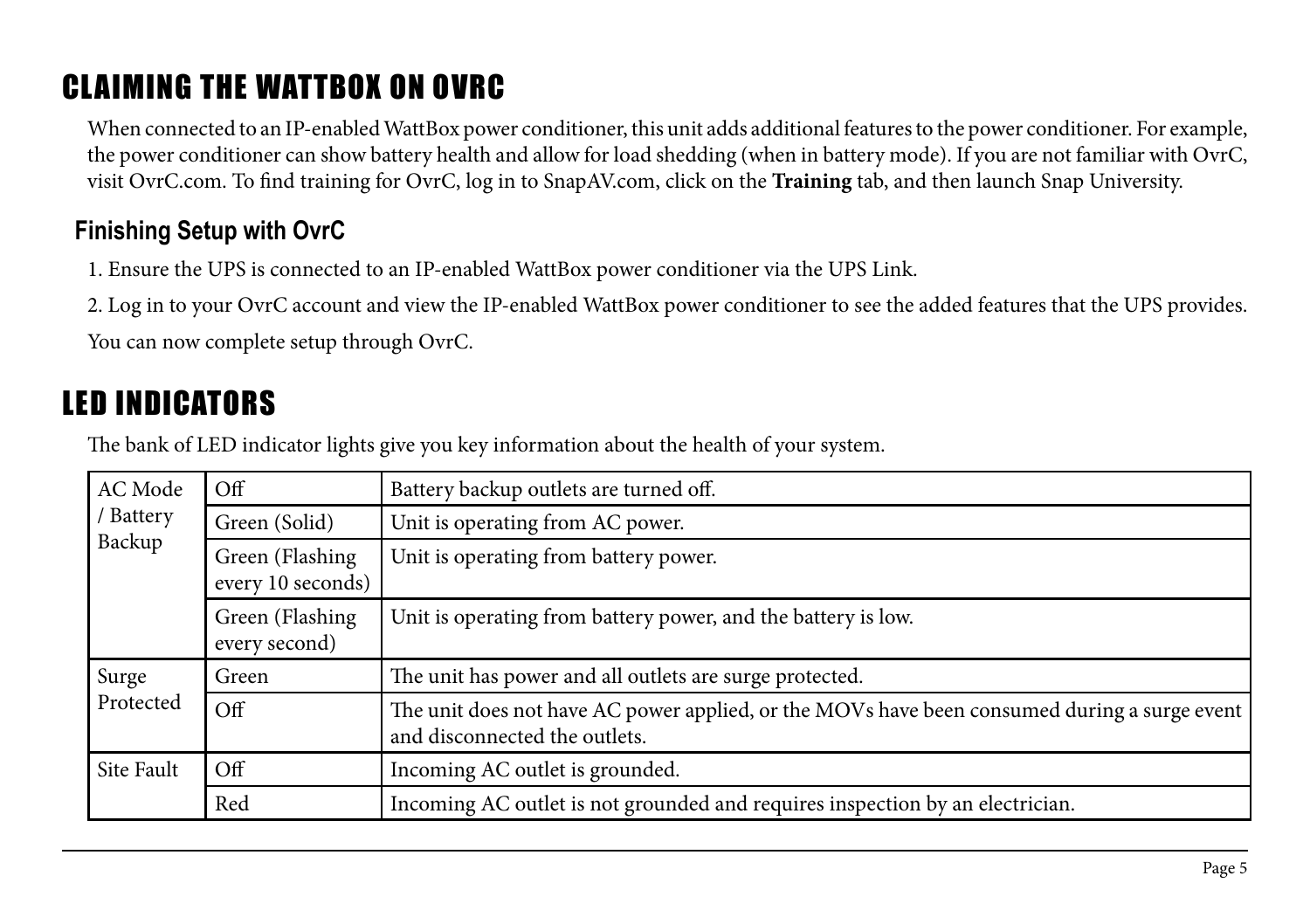# CLAIMING THE WATTBOX ON OVRC

When connected to an IP-enabled WattBox power conditioner, this unit adds additional features to the power conditioner. For example, the power conditioner can show battery health and allow for load shedding (when in battery mode). If you are not familiar with OvrC, visit OvrC.com. To find training for OvrC, log in to SnapAV.com, click on the **Training** tab, and then launch Snap University.

## Finishing Setup with OvrC

1. Ensure the UPS is connected to an IP-enabled WattBox power conditioner via the UPS Link.
2. Log in to your OvrC account and view the IP-enabled WattBox power conditioner to see the added features that the UPS provides.

You can now complete setup through OvrC.

# LED INDICATORS

The bank of LED indicator lights give you key information about the health of your system.

| Indicator | State | Meaning |
|---|---|---|
| AC Mode / Battery Backup | Off | Battery backup outlets are turned off. |
| | Green (Solid) | Unit is operating from AC power. |
| | Green (Flashing every 10 seconds) | Unit is operating from battery power. |
| | Green (Flashing every second) | Unit is operating from battery power, and the battery is low. |
| Surge Protected | Green | The unit has power and all outlets are surge protected. |
| | Off | The unit does not have AC power applied, or the MOVs have been consumed during a surge event and disconnected the outlets. |
| Site Fault | Off | Incoming AC outlet is grounded. |
| | Red | Incoming AC outlet is not grounded and requires inspection by an electrician. |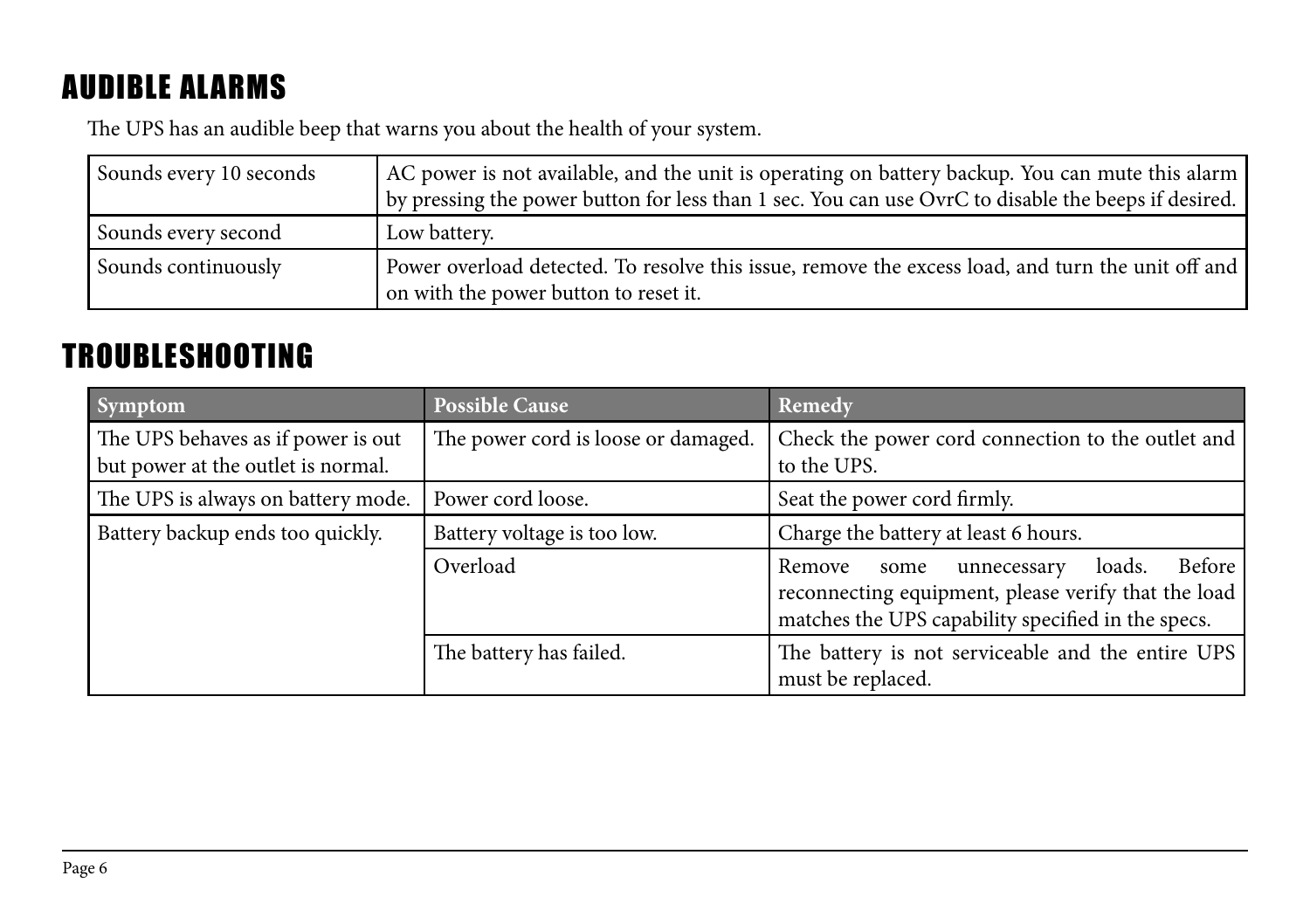## AUDIBLE ALARMS

The UPS has an audible beep that warns you about the health of your system.

| | |
|---|---|
| Sounds every 10 seconds | AC power is not available, and the unit is operating on battery backup. You can mute this alarm by pressing the power button for less than 1 sec. You can use OvrC to disable the beeps if desired. |
| Sounds every second | Low battery. |
| Sounds continuously | Power overload detected. To resolve this issue, remove the excess load, and turn the unit off and on with the power button to reset it. |

## TROUBLESHOOTING

| Symptom | Possible Cause | Remedy |
|---|---|---|
| The UPS behaves as if power is out but power at the outlet is normal. | The power cord is loose or damaged. | Check the power cord connection to the outlet and to the UPS. |
| The UPS is always on battery mode. | Power cord loose. | Seat the power cord firmly. |
| Battery backup ends too quickly. | Battery voltage is too low. | Charge the battery at least 6 hours. |
| | Overload | Remove some unnecessary loads. Before reconnecting equipment, please verify that the load matches the UPS capability specified in the specs. |
| | The battery has failed. | The battery is not serviceable and the entire UPS must be replaced. |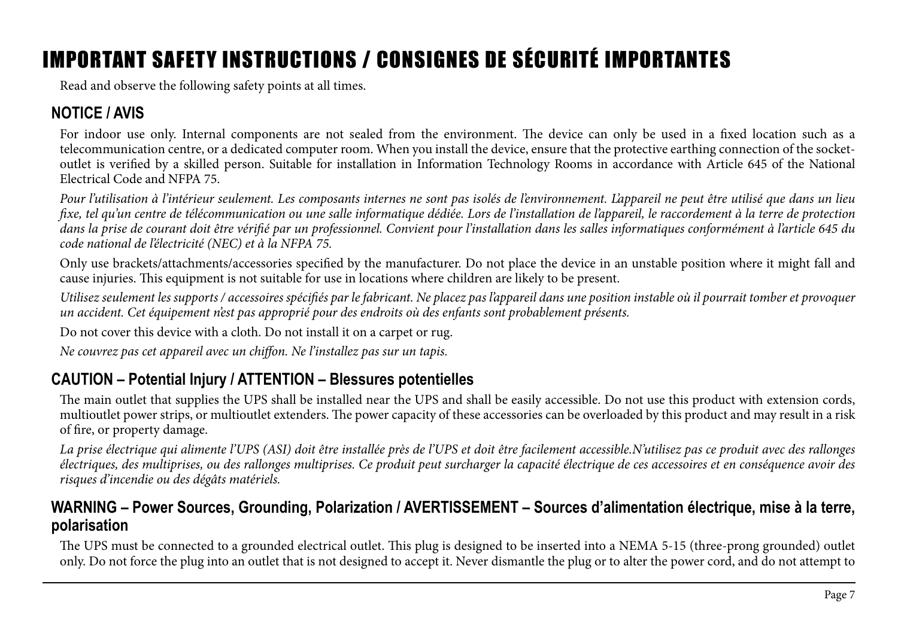# IMPORTANT SAFETY INSTRUCTIONS / CONSIGNES DE SÉCURITÉ IMPORTANTES

Read and observe the following safety points at all times.

## NOTICE / AVIS

For indoor use only. Internal components are not sealed from the environment. The device can only be used in a fixed location such as a telecommunication centre, or a dedicated computer room. When you install the device, ensure that the protective earthing connection of the socket-outlet is verified by a skilled person. Suitable for installation in Information Technology Rooms in accordance with Article 645 of the National Electrical Code and NFPA 75.

*Pour l'utilisation à l'intérieur seulement. Les composants internes ne sont pas isolés de l'environnement. L'appareil ne peut être utilisé que dans un lieu fixe, tel qu'un centre de télécommunication ou une salle informatique dédiée. Lors de l'installation de l'appareil, le raccordement à la terre de protection dans la prise de courant doit être vérifié par un professionnel. Convient pour l'installation dans les salles informatiques conformément à l'article 645 du code national de l'électricité (NEC) et à la NFPA 75.*

Only use brackets/attachments/accessories specified by the manufacturer. Do not place the device in an unstable position where it might fall and cause injuries. This equipment is not suitable for use in locations where children are likely to be present.

*Utilisez seulement les supports / accessoires spécifiés par le fabricant. Ne placez pas l'appareil dans une position instable où il pourrait tomber et provoquer un accident. Cet équipement n'est pas approprié pour des endroits où des enfants sont probablement présents.*

Do not cover this device with a cloth. Do not install it on a carpet or rug.

*Ne couvrez pas cet appareil avec un chiffon. Ne l'installez pas sur un tapis.*

## CAUTION – Potential Injury / ATTENTION – Blessures potentielles

The main outlet that supplies the UPS shall be installed near the UPS and shall be easily accessible. Do not use this product with extension cords, multioutlet power strips, or multioutlet extenders. The power capacity of these accessories can be overloaded by this product and may result in a risk of fire, or property damage.

*La prise électrique qui alimente l'UPS (ASI) doit être installée près de l'UPS et doit être facilement accessible.N'utilisez pas ce produit avec des rallonges électriques, des multiprises, ou des rallonges multiprises. Ce produit peut surcharger la capacité électrique de ces accessoires et en conséquence avoir des risques d'incendie ou des dégâts matériels.*

## WARNING – Power Sources, Grounding, Polarization / AVERTISSEMENT – Sources d'alimentation électrique, mise à la terre, polarisation

The UPS must be connected to a grounded electrical outlet. This plug is designed to be inserted into a NEMA 5-15 (three-prong grounded) outlet only. Do not force the plug into an outlet that is not designed to accept it. Never dismantle the plug or to alter the power cord, and do not attempt to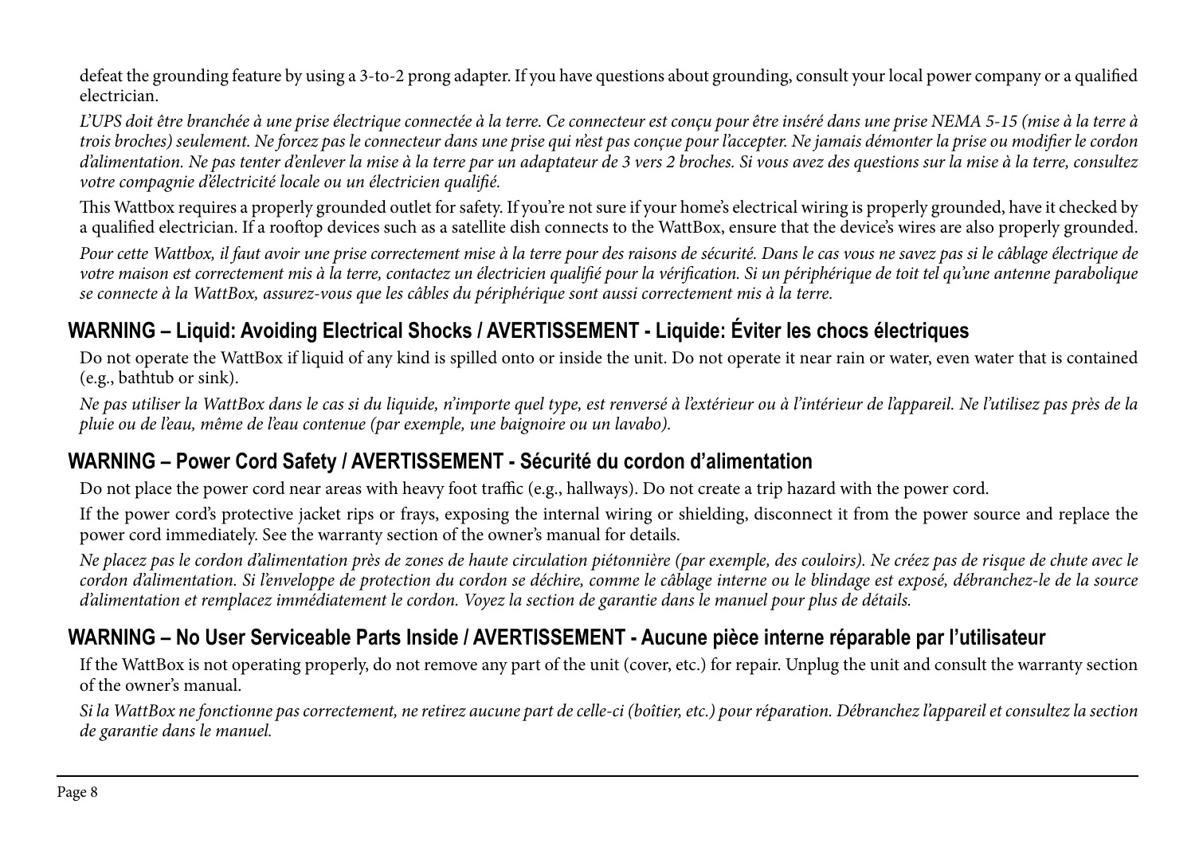defeat the grounding feature by using a 3-to-2 prong adapter. If you have questions about grounding, consult your local power company or a qualified electrician.

*L'UPS doit être branchée à une prise électrique connectée à la terre. Ce connecteur est conçu pour être inséré dans une prise NEMA 5-15 (mise à la terre à trois broches) seulement. Ne forcez pas le connecteur dans une prise qui n'est pas conçue pour l'accepter. Ne jamais démonter la prise ou modifier le cordon d'alimentation. Ne pas tenter d'enlever la mise à la terre par un adaptateur de 3 vers 2 broches. Si vous avez des questions sur la mise à la terre, consultez votre compagnie d'électricité locale ou un électricien qualifié.*

This Wattbox requires a properly grounded outlet for safety. If you're not sure if your home's electrical wiring is properly grounded, have it checked by a qualified electrician. If a rooftop devices such as a satellite dish connects to the WattBox, ensure that the device's wires are also properly grounded.

*Pour cette Wattbox, il faut avoir une prise correctement mise à la terre pour des raisons de sécurité. Dans le cas vous ne savez pas si le câblage électrique de votre maison est correctement mis à la terre, contactez un électricien qualifié pour la vérification. Si un périphérique de toit tel qu'une antenne parabolique se connecte à la WattBox, assurez-vous que les câbles du périphérique sont aussi correctement mis à la terre.*

## WARNING – Liquid: Avoiding Electrical Shocks / AVERTISSEMENT - Liquide: Éviter les chocs électriques

Do not operate the WattBox if liquid of any kind is spilled onto or inside the unit. Do not operate it near rain or water, even water that is contained (e.g., bathtub or sink).

*Ne pas utiliser la WattBox dans le cas si du liquide, n'importe quel type, est renversé à l'extérieur ou à l'intérieur de l'appareil. Ne l'utilisez pas près de la pluie ou de l'eau, même de l'eau contenue (par exemple, une baignoire ou un lavabo).*

## WARNING – Power Cord Safety / AVERTISSEMENT - Sécurité du cordon d'alimentation

Do not place the power cord near areas with heavy foot traffic (e.g., hallways). Do not create a trip hazard with the power cord.

If the power cord's protective jacket rips or frays, exposing the internal wiring or shielding, disconnect it from the power source and replace the power cord immediately. See the warranty section of the owner's manual for details.

*Ne placez pas le cordon d'alimentation près de zones de haute circulation piétonnière (par exemple, des couloirs). Ne créez pas de risque de chute avec le cordon d'alimentation. Si l'enveloppe de protection du cordon se déchire, comme le câblage interne ou le blindage est exposé, débranchez-le de la source d'alimentation et remplacez immédiatement le cordon. Voyez la section de garantie dans le manuel pour plus de détails.*

## WARNING – No User Serviceable Parts Inside / AVERTISSEMENT - Aucune pièce interne réparable par l'utilisateur

If the WattBox is not operating properly, do not remove any part of the unit (cover, etc.) for repair. Unplug the unit and consult the warranty section of the owner's manual.

*Si la WattBox ne fonctionne pas correctement, ne retirez aucune part de celle-ci (boîtier, etc.) pour réparation. Débranchez l'appareil et consultez la section de garantie dans le manuel.*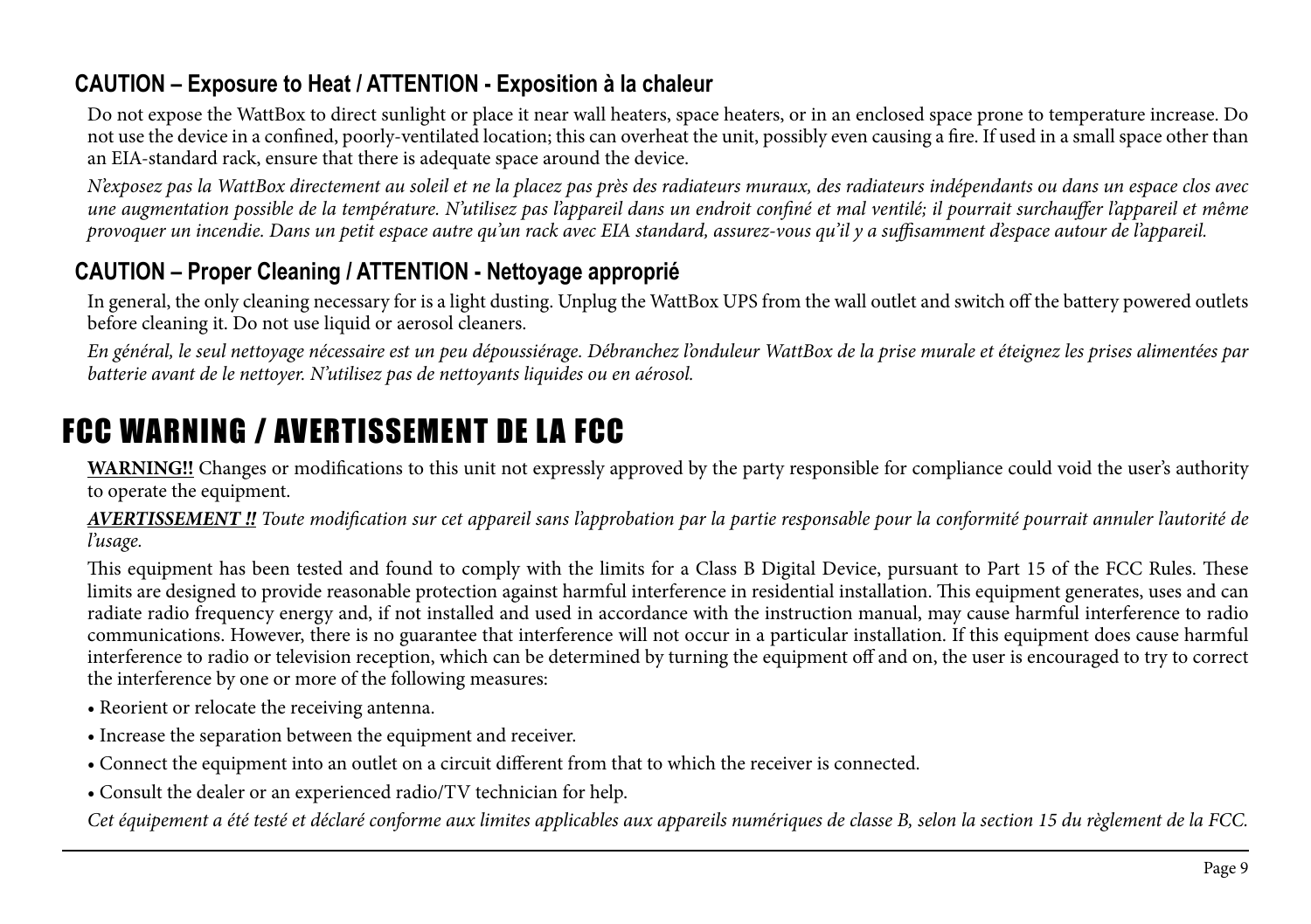### CAUTION – Exposure to Heat / ATTENTION - Exposition à la chaleur

Do not expose the WattBox to direct sunlight or place it near wall heaters, space heaters, or in an enclosed space prone to temperature increase. Do not use the device in a confined, poorly-ventilated location; this can overheat the unit, possibly even causing a fire. If used in a small space other than an EIA-standard rack, ensure that there is adequate space around the device.

*N'exposez pas la WattBox directement au soleil et ne la placez pas près des radiateurs muraux, des radiateurs indépendants ou dans un espace clos avec une augmentation possible de la température. N'utilisez pas l'appareil dans un endroit confiné et mal ventilé; il pourrait surchauffer l'appareil et même provoquer un incendie. Dans un petit espace autre qu'un rack avec EIA standard, assurez-vous qu'il y a suffisamment d'espace autour de l'appareil.*

### CAUTION – Proper Cleaning / ATTENTION - Nettoyage approprié

In general, the only cleaning necessary for is a light dusting. Unplug the WattBox UPS from the wall outlet and switch off the battery powered outlets before cleaning it. Do not use liquid or aerosol cleaners.

*En général, le seul nettoyage nécessaire est un peu dépoussiérage. Débranchez l'onduleur WattBox de la prise murale et éteignez les prises alimentées par batterie avant de le nettoyer. N'utilisez pas de nettoyants liquides ou en aérosol.*

## FCC WARNING / AVERTISSEMENT DE LA FCC

**WARNING!!** Changes or modifications to this unit not expressly approved by the party responsible for compliance could void the user's authority to operate the equipment.

***AVERTISSEMENT !!*** *Toute modification sur cet appareil sans l'approbation par la partie responsable pour la conformité pourrait annuler l'autorité de l'usage.*

This equipment has been tested and found to comply with the limits for a Class B Digital Device, pursuant to Part 15 of the FCC Rules. These limits are designed to provide reasonable protection against harmful interference in residential installation. This equipment generates, uses and can radiate radio frequency energy and, if not installed and used in accordance with the instruction manual, may cause harmful interference to radio communications. However, there is no guarantee that interference will not occur in a particular installation. If this equipment does cause harmful interference to radio or television reception, which can be determined by turning the equipment off and on, the user is encouraged to try to correct the interference by one or more of the following measures:

- Reorient or relocate the receiving antenna.
- Increase the separation between the equipment and receiver.
- Connect the equipment into an outlet on a circuit different from that to which the receiver is connected.
- Consult the dealer or an experienced radio/TV technician for help.

*Cet équipement a été testé et déclaré conforme aux limites applicables aux appareils numériques de classe B, selon la section 15 du règlement de la FCC.*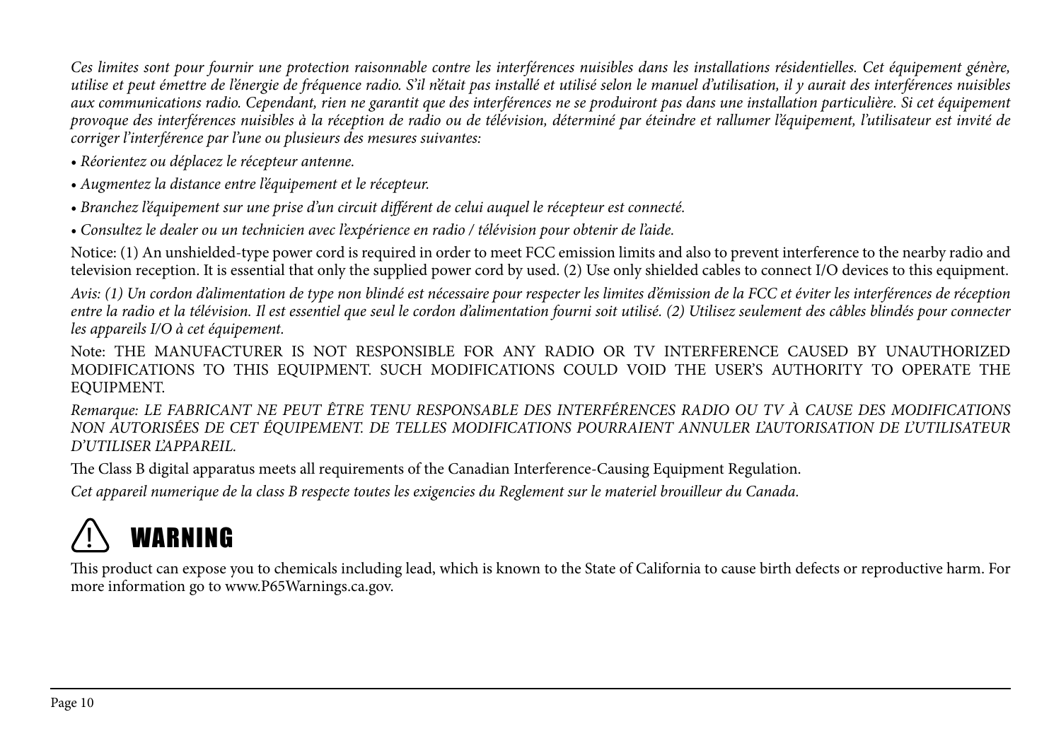*Ces limites sont pour fournir une protection raisonnable contre les interférences nuisibles dans les installations résidentielles. Cet équipement génère, utilise et peut émettre de l'énergie de fréquence radio. S'il n'était pas installé et utilisé selon le manuel d'utilisation, il y aurait des interférences nuisibles aux communications radio. Cependant, rien ne garantit que des interférences ne se produiront pas dans une installation particulière. Si cet équipement provoque des interférences nuisibles à la réception de radio ou de télévision, déterminé par éteindre et rallumer l'équipement, l'utilisateur est invité de corriger l'interférence par l'une ou plusieurs des mesures suivantes:*

- *Réorientez ou déplacez le récepteur antenne.*
- *Augmentez la distance entre l'équipement et le récepteur.*
- *Branchez l'équipement sur une prise d'un circuit différent de celui auquel le récepteur est connecté.*
- *Consultez le dealer ou un technicien avec l'expérience en radio / télévision pour obtenir de l'aide.*

Notice: (1) An unshielded-type power cord is required in order to meet FCC emission limits and also to prevent interference to the nearby radio and television reception. It is essential that only the supplied power cord by used. (2) Use only shielded cables to connect I/O devices to this equipment.

*Avis: (1) Un cordon d'alimentation de type non blindé est nécessaire pour respecter les limites d'émission de la FCC et éviter les interférences de réception entre la radio et la télévision. Il est essentiel que seul le cordon d'alimentation fourni soit utilisé. (2) Utilisez seulement des câbles blindés pour connecter les appareils I/O à cet équipement.*

Note: THE MANUFACTURER IS NOT RESPONSIBLE FOR ANY RADIO OR TV INTERFERENCE CAUSED BY UNAUTHORIZED MODIFICATIONS TO THIS EQUIPMENT. SUCH MODIFICATIONS COULD VOID THE USER'S AUTHORITY TO OPERATE THE EQUIPMENT.

*Remarque: LE FABRICANT NE PEUT ÊTRE TENU RESPONSABLE DES INTERFÉRENCES RADIO OU TV À CAUSE DES MODIFICATIONS NON AUTORISÉES DE CET ÉQUIPEMENT. DE TELLES MODIFICATIONS POURRAIENT ANNULER L'AUTORISATION DE L'UTILISATEUR D'UTILISER L'APPAREIL.*

The Class B digital apparatus meets all requirements of the Canadian Interference-Causing Equipment Regulation.

*Cet appareil numerique de la class B respecte toutes les exigencies du Reglement sur le materiel brouilleur du Canada.*

## ⚠ WARNING

This product can expose you to chemicals including lead, which is known to the State of California to cause birth defects or reproductive harm. For more information go to www.P65Warnings.ca.gov.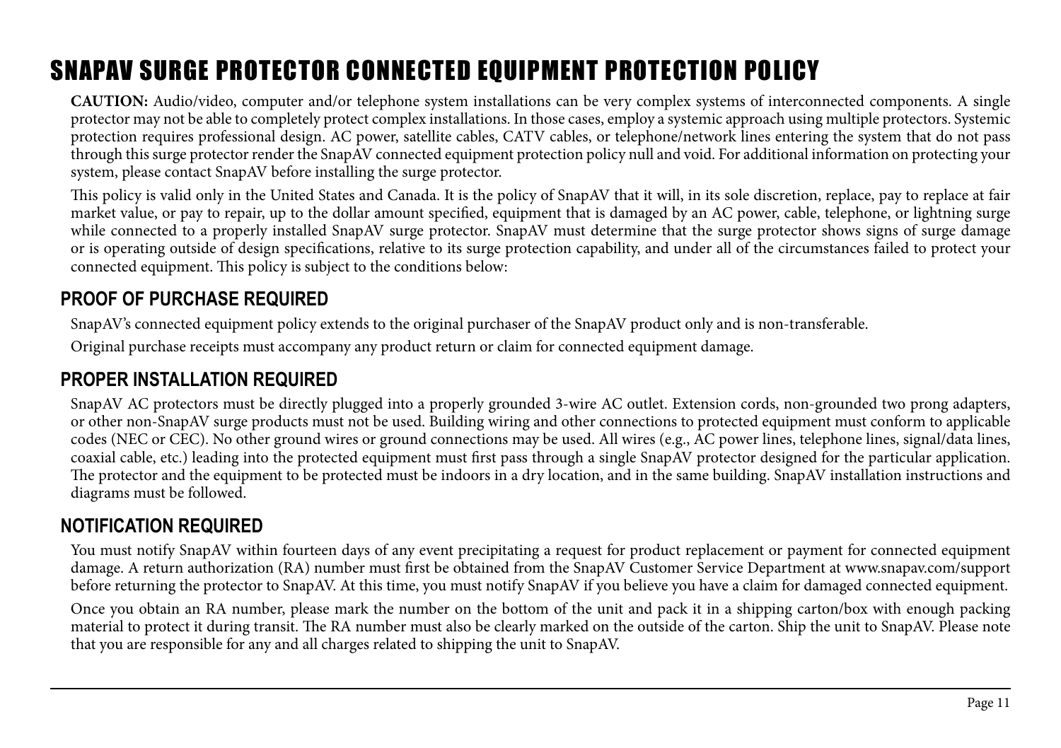# SNAPAV SURGE PROTECTOR CONNECTED EQUIPMENT PROTECTION POLICY

**CAUTION:** Audio/video, computer and/or telephone system installations can be very complex systems of interconnected components. A single protector may not be able to completely protect complex installations. In those cases, employ a systemic approach using multiple protectors. Systemic protection requires professional design. AC power, satellite cables, CATV cables, or telephone/network lines entering the system that do not pass through this surge protector render the SnapAV connected equipment protection policy null and void. For additional information on protecting your system, please contact SnapAV before installing the surge protector.

This policy is valid only in the United States and Canada. It is the policy of SnapAV that it will, in its sole discretion, replace, pay to replace at fair market value, or pay to repair, up to the dollar amount specified, equipment that is damaged by an AC power, cable, telephone, or lightning surge while connected to a properly installed SnapAV surge protector. SnapAV must determine that the surge protector shows signs of surge damage or is operating outside of design specifications, relative to its surge protection capability, and under all of the circumstances failed to protect your connected equipment. This policy is subject to the conditions below:

## PROOF OF PURCHASE REQUIRED

SnapAV's connected equipment policy extends to the original purchaser of the SnapAV product only and is non-transferable.

Original purchase receipts must accompany any product return or claim for connected equipment damage.

## PROPER INSTALLATION REQUIRED

SnapAV AC protectors must be directly plugged into a properly grounded 3-wire AC outlet. Extension cords, non-grounded two prong adapters, or other non-SnapAV surge products must not be used. Building wiring and other connections to protected equipment must conform to applicable codes (NEC or CEC). No other ground wires or ground connections may be used. All wires (e.g., AC power lines, telephone lines, signal/data lines, coaxial cable, etc.) leading into the protected equipment must first pass through a single SnapAV protector designed for the particular application. The protector and the equipment to be protected must be indoors in a dry location, and in the same building. SnapAV installation instructions and diagrams must be followed.

## NOTIFICATION REQUIRED

You must notify SnapAV within fourteen days of any event precipitating a request for product replacement or payment for connected equipment damage. A return authorization (RA) number must first be obtained from the SnapAV Customer Service Department at www.snapav.com/support before returning the protector to SnapAV. At this time, you must notify SnapAV if you believe you have a claim for damaged connected equipment.

Once you obtain an RA number, please mark the number on the bottom of the unit and pack it in a shipping carton/box with enough packing material to protect it during transit. The RA number must also be clearly marked on the outside of the carton. Ship the unit to SnapAV. Please note that you are responsible for any and all charges related to shipping the unit to SnapAV.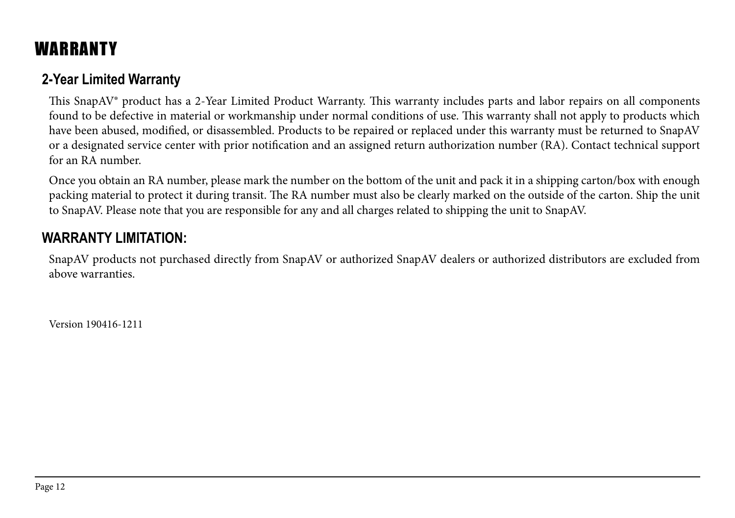# WARRANTY

## 2-Year Limited Warranty

This SnapAV® product has a 2-Year Limited Product Warranty. This warranty includes parts and labor repairs on all components found to be defective in material or workmanship under normal conditions of use. This warranty shall not apply to products which have been abused, modified, or disassembled. Products to be repaired or replaced under this warranty must be returned to SnapAV or a designated service center with prior notification and an assigned return authorization number (RA). Contact technical support for an RA number.

Once you obtain an RA number, please mark the number on the bottom of the unit and pack it in a shipping carton/box with enough packing material to protect it during transit. The RA number must also be clearly marked on the outside of the carton. Ship the unit to SnapAV. Please note that you are responsible for any and all charges related to shipping the unit to SnapAV.

## WARRANTY LIMITATION:

SnapAV products not purchased directly from SnapAV or authorized SnapAV dealers or authorized distributors are excluded from above warranties.

Version 190416-1211